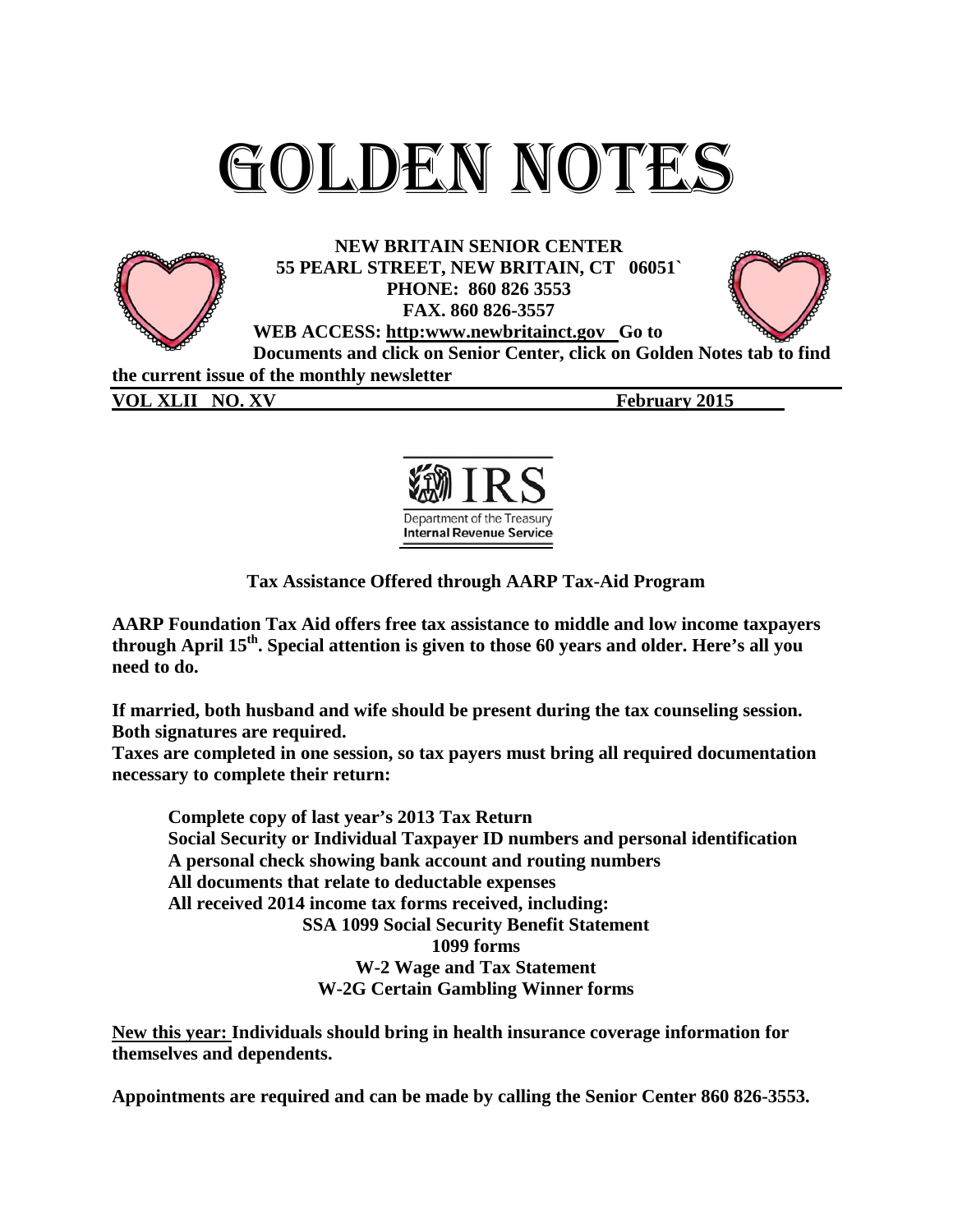# GOLDEN NOTES

**NEW BRITAIN SENIOR CENTER**
**55 PEARL STREET, NEW BRITAIN, CT 06051`**
**PHONE: 860 826 3553**
**FAX. 860 826-3557**
**WEB ACCESS: http:www.newbritainct.gov Go to Documents and click on Senior Center, click on Golden Notes tab to find the current issue of the monthly newsletter**

**VOL XLII NO. XV** **February 2015**

IRS
Department of the Treasury
Internal Revenue Service

### Tax Assistance Offered through AARP Tax-Aid Program

**AARP Foundation Tax Aid offers free tax assistance to middle and low income taxpayers through April 15th. Special attention is given to those 60 years and older. Here's all you need to do.**

**If married, both husband and wife should be present during the tax counseling session. Both signatures are required.**
**Taxes are completed in one session, so tax payers must bring all required documentation necessary to complete their return:**

- **Complete copy of last year's 2013 Tax Return**
- **Social Security or Individual Taxpayer ID numbers and personal identification**
- **A personal check showing bank account and routing numbers**
- **All documents that relate to deductable expenses**
- **All received 2014 income tax forms received, including:**
  - **SSA 1099 Social Security Benefit Statement**
  - **1099 forms**
  - **W-2 Wage and Tax Statement**
  - **W-2G Certain Gambling Winner forms**

**New this year: Individuals should bring in health insurance coverage information for themselves and dependents.**

**Appointments are required and can be made by calling the Senior Center 860 826-3553.**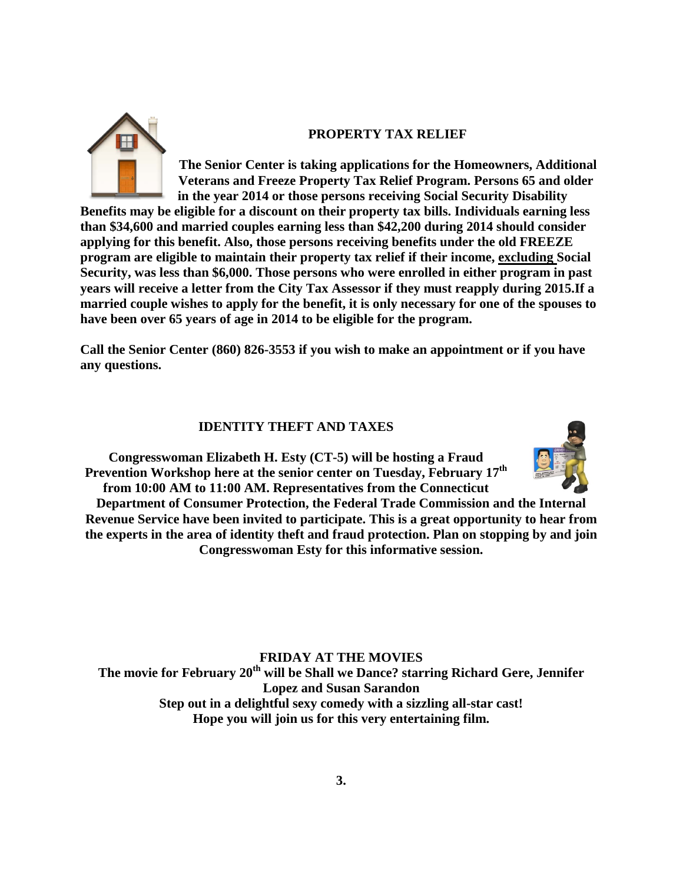## PROPERTY TAX RELIEF

**The Senior Center is taking applications for the Homeowners, Additional Veterans and Freeze Property Tax Relief Program. Persons 65 and older in the year 2014 or those persons receiving Social Security Disability Benefits may be eligible for a discount on their property tax bills. Individuals earning less than $34,600 and married couples earning less than $42,200 during 2014 should consider applying for this benefit. Also, those persons receiving benefits under the old FREEZE program are eligible to maintain their property tax relief if their income, <u>excluding</u> Social Security, was less than $6,000. Those persons who were enrolled in either program in past years will receive a letter from the City Tax Assessor if they must reapply during 2015.If a married couple wishes to apply for the benefit, it is only necessary for one of the spouses to have been over 65 years of age in 2014 to be eligible for the program.**

**Call the Senior Center (860) 826-3553 if you wish to make an appointment or if you have any questions.**

## IDENTITY THEFT AND TAXES

**Congresswoman Elizabeth H. Esty (CT-5) will be hosting a Fraud Prevention Workshop here at the senior center on Tuesday, February 17th from 10:00 AM to 11:00 AM. Representatives from the Connecticut Department of Consumer Protection, the Federal Trade Commission and the Internal Revenue Service have been invited to participate. This is a great opportunity to hear from the experts in the area of identity theft and fraud protection. Plan on stopping by and join Congresswoman Esty for this informative session.**

## FRIDAY AT THE MOVIES

**The movie for February 20th will be Shall we Dance? starring Richard Gere, Jennifer Lopez and Susan Sarandon**

**Step out in a delightful sexy comedy with a sizzling all-star cast!**

**Hope you will join us for this very entertaining film.**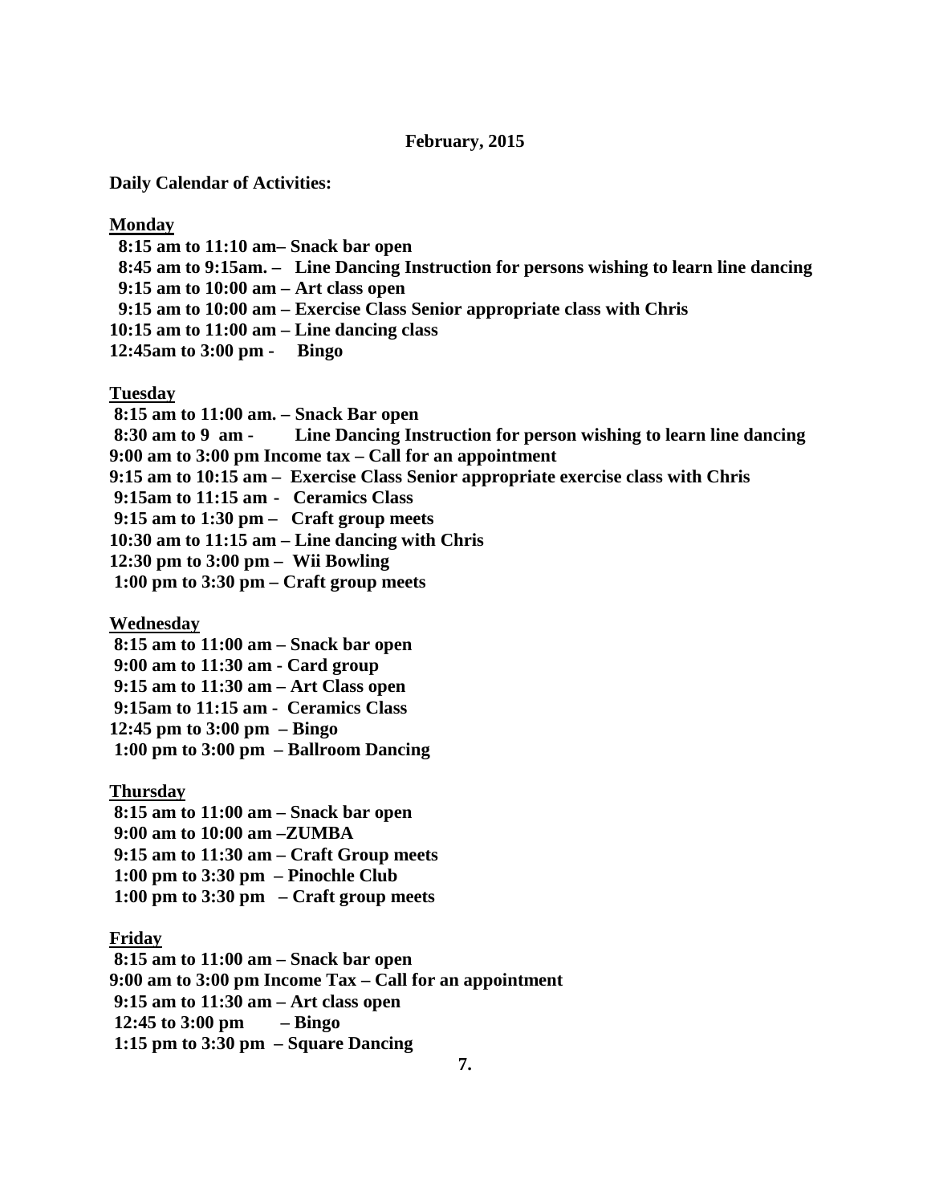**February, 2015**

**Daily Calendar of Activities:**

**Monday**

**8:15 am to 11:10 am– Snack bar open**
**8:45 am to 9:15am. – Line Dancing Instruction for persons wishing to learn line dancing**
**9:15 am to 10:00 am – Art class open**
**9:15 am to 10:00 am – Exercise Class Senior appropriate class with Chris**
**10:15 am to 11:00 am – Line dancing class**
**12:45am to 3:00 pm - Bingo**

**Tuesday**

**8:15 am to 11:00 am. – Snack Bar open**
**8:30 am to 9 am - Line Dancing Instruction for person wishing to learn line dancing**
**9:00 am to 3:00 pm Income tax – Call for an appointment**
**9:15 am to 10:15 am – Exercise Class Senior appropriate exercise class with Chris**
**9:15am to 11:15 am - Ceramics Class**
**9:15 am to 1:30 pm – Craft group meets**
**10:30 am to 11:15 am – Line dancing with Chris**
**12:30 pm to 3:00 pm – Wii Bowling**
**1:00 pm to 3:30 pm – Craft group meets**

**Wednesday**

**8:15 am to 11:00 am – Snack bar open**
**9:00 am to 11:30 am - Card group**
**9:15 am to 11:30 am – Art Class open**
**9:15am to 11:15 am - Ceramics Class**
**12:45 pm to 3:00 pm – Bingo**
**1:00 pm to 3:00 pm – Ballroom Dancing**

**Thursday**

**8:15 am to 11:00 am – Snack bar open**
**9:00 am to 10:00 am –ZUMBA**
**9:15 am to 11:30 am – Craft Group meets**
**1:00 pm to 3:30 pm – Pinochle Club**
**1:00 pm to 3:30 pm – Craft group meets**

**Friday**

**8:15 am to 11:00 am – Snack bar open**
**9:00 am to 3:00 pm Income Tax – Call for an appointment**
**9:15 am to 11:30 am – Art class open**
**12:45 to 3:00 pm – Bingo**
**1:15 pm to 3:30 pm – Square Dancing**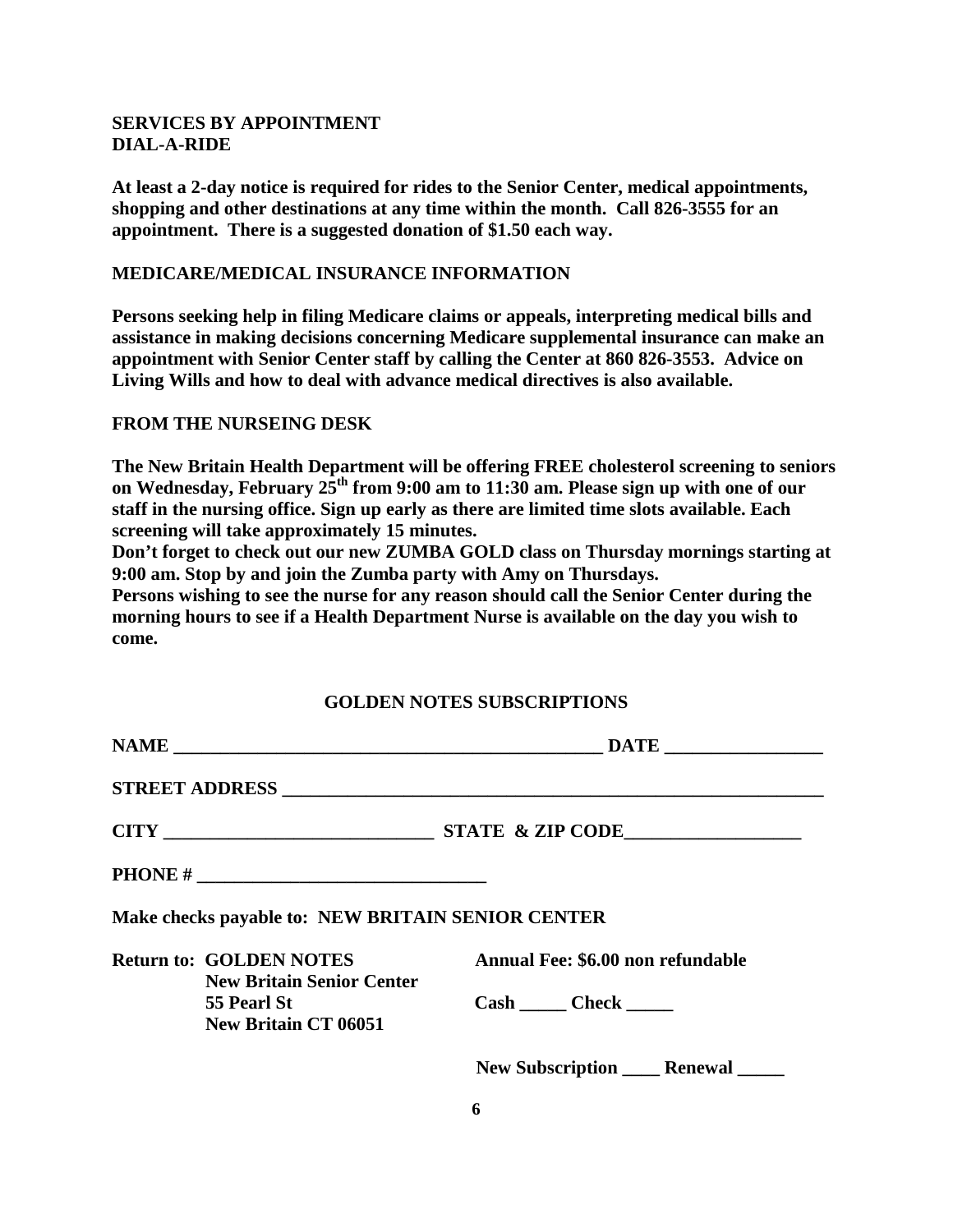## SERVICES BY APPOINTMENT

## DIAL-A-RIDE

**At least a 2-day notice is required for rides to the Senior Center, medical appointments, shopping and other destinations at any time within the month. Call 826-3555 for an appointment. There is a suggested donation of $1.50 each way.**

## MEDICARE/MEDICAL INSURANCE INFORMATION

**Persons seeking help in filing Medicare claims or appeals, interpreting medical bills and assistance in making decisions concerning Medicare supplemental insurance can make an appointment with Senior Center staff by calling the Center at 860 826-3553. Advice on Living Wills and how to deal with advance medical directives is also available.**

## FROM THE NURSEING DESK

**The New Britain Health Department will be offering FREE cholesterol screening to seniors on Wednesday, February 25th from 9:00 am to 11:30 am. Please sign up with one of our staff in the nursing office. Sign up early as there are limited time slots available. Each screening will take approximately 15 minutes.**

**Don't forget to check out our new ZUMBA GOLD class on Thursday mornings starting at 9:00 am. Stop by and join the Zumba party with Amy on Thursdays.**

**Persons wishing to see the nurse for any reason should call the Senior Center during the morning hours to see if a Health Department Nurse is available on the day you wish to come.**

## GOLDEN NOTES SUBSCRIPTIONS

**NAME ______________________________________________ DATE ________________**

**STREET ADDRESS ________________________________________________________**

**CITY ____________________________ STATE & ZIP CODE__________________**

**PHONE # ____________________________**

**Make checks payable to: NEW BRITAIN SENIOR CENTER**

**Return to: GOLDEN NOTES**
**New Britain Senior Center**
**55 Pearl St**
**New Britain CT 06051**

**Annual Fee: $6.00 non refundable**

**Cash _____ Check _____**

**New Subscription ____ Renewal _____**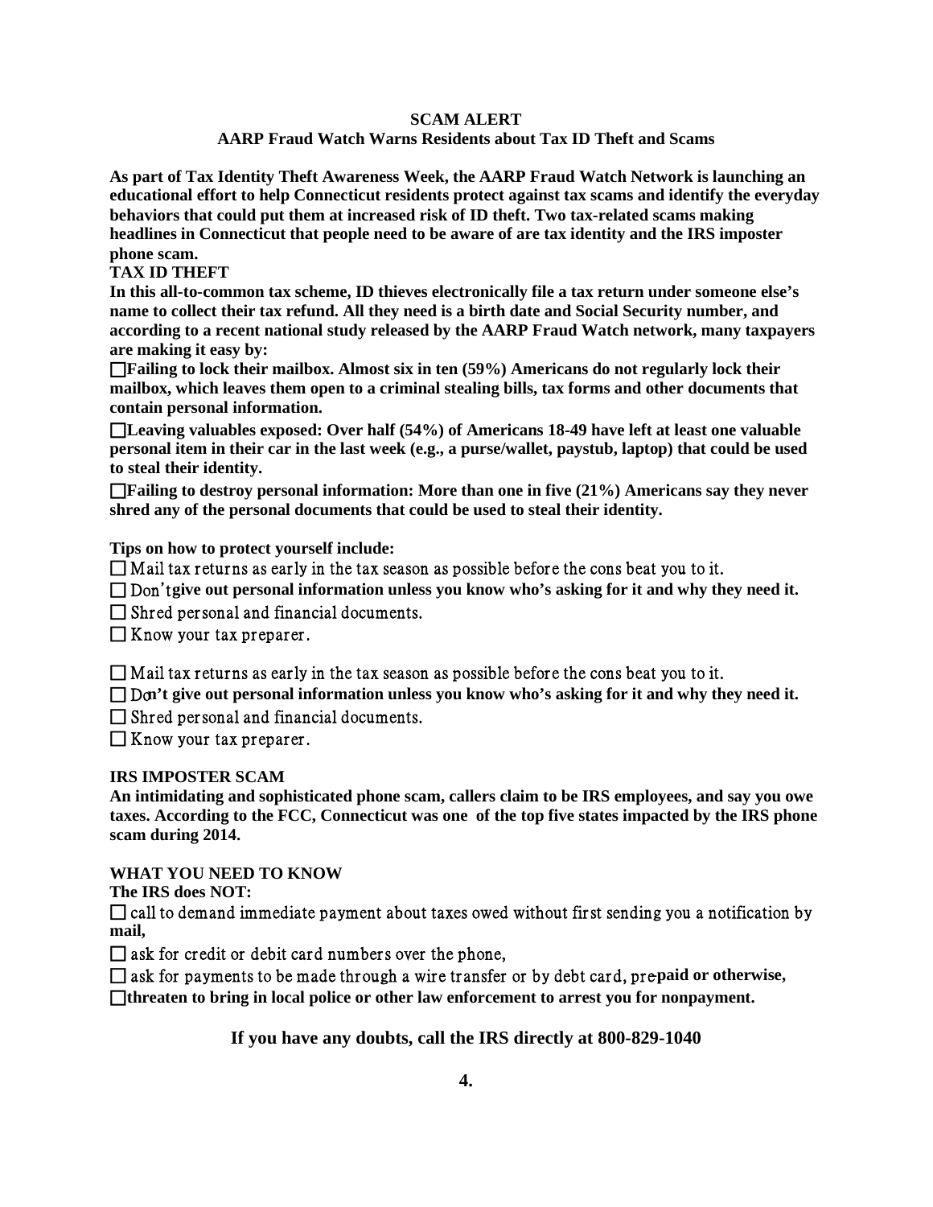**SCAM ALERT**

**AARP Fraud Watch Warns Residents about Tax ID Theft and Scams**

**As part of Tax Identity Theft Awareness Week, the AARP Fraud Watch Network is launching an educational effort to help Connecticut residents protect against tax scams and identify the everyday behaviors that could put them at increased risk of ID theft. Two tax-related scams making headlines in Connecticut that people need to be aware of are tax identity and the IRS imposter phone scam.**

**TAX ID THEFT**

**In this all-to-common tax scheme, ID thieves electronically file a tax return under someone else's name to collect their tax refund. All they need is a birth date and Social Security number, and according to a recent national study released by the AARP Fraud Watch network, many taxpayers are making it easy by:**

- ☐ **Failing to lock their mailbox. Almost six in ten (59%) Americans do not regularly lock their mailbox, which leaves them open to a criminal stealing bills, tax forms and other documents that contain personal information.**
- ☐ **Leaving valuables exposed: Over half (54%) of Americans 18-49 have left at least one valuable personal item in their car in the last week (e.g., a purse/wallet, paystub, laptop) that could be used to steal their identity.**
- ☐ **Failing to destroy personal information: More than one in five (21%) Americans say they never shred any of the personal documents that could be used to steal their identity.**

**Tips on how to protect yourself include:**

- ☐ Mail tax returns as early in the tax season as possible before the cons beat you to it.
- ☐ Don't **give out personal information unless you know who's asking for it and why they need it.**
- ☐ Shred personal and financial documents.
- ☐ Know your tax preparer.

- ☐ Mail tax returns as early in the tax season as possible before the cons beat you to it.
- ☐ Do**n't give out personal information unless you know who's asking for it and why they need it.**
- ☐ Shred personal and financial documents.
- ☐ Know your tax preparer.

**IRS IMPOSTER SCAM**

**An intimidating and sophisticated phone scam, callers claim to be IRS employees, and say you owe taxes. According to the FCC, Connecticut was one of the top five states impacted by the IRS phone scam during 2014.**

**WHAT YOU NEED TO KNOW**

**The IRS does NOT:**

- ☐ call to demand immediate payment about taxes owed without first sending you a notification by **mail,**
- ☐ ask for credit or debit card numbers over the phone,
- ☐ ask for payments to be made through a wire transfer or by debt card, pre-**paid or otherwise,**
- ☐ **threaten to bring in local police or other law enforcement to arrest you for nonpayment.**

**If you have any doubts, call the IRS directly at 800-829-1040**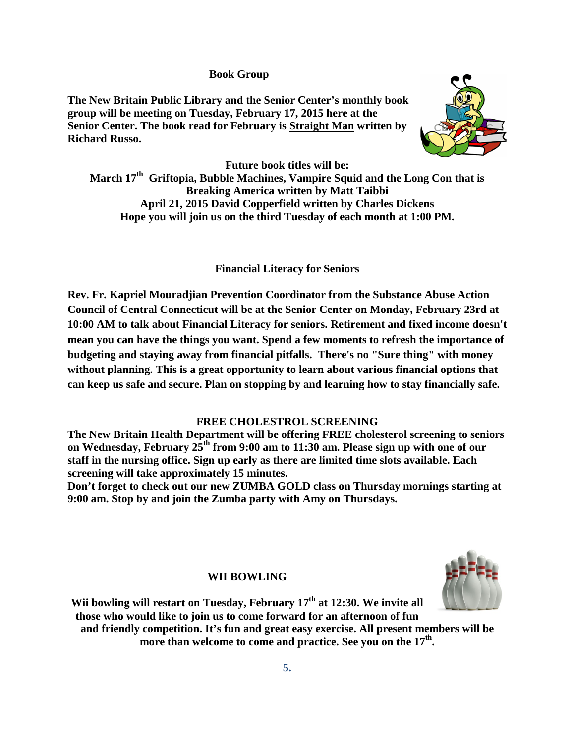## Book Group

**The New Britain Public Library and the Senior Center's monthly book group will be meeting on Tuesday, February 17, 2015 here at the Senior Center. The book read for February is <u>Straight Man</u> written by Richard Russo.**

**Future book titles will be:**
**March 17th Griftopia, Bubble Machines, Vampire Squid and the Long Con that is Breaking America written by Matt Taibbi**
**April 21, 2015 David Copperfield written by Charles Dickens**
**Hope you will join us on the third Tuesday of each month at 1:00 PM.**

## Financial Literacy for Seniors

**Rev. Fr. Kapriel Mouradjian Prevention Coordinator from the Substance Abuse Action Council of Central Connecticut will be at the Senior Center on Monday, February 23rd at 10:00 AM to talk about Financial Literacy for seniors. Retirement and fixed income doesn't mean you can have the things you want. Spend a few moments to refresh the importance of budgeting and staying away from financial pitfalls. There's no "Sure thing" with money without planning. This is a great opportunity to learn about various financial options that can keep us safe and secure. Plan on stopping by and learning how to stay financially safe.**

## FREE CHOLESTROL SCREENING

**The New Britain Health Department will be offering FREE cholesterol screening to seniors on Wednesday, February 25th from 9:00 am to 11:30 am. Please sign up with one of our staff in the nursing office. Sign up early as there are limited time slots available. Each screening will take approximately 15 minutes.**

**Don't forget to check out our new ZUMBA GOLD class on Thursday mornings starting at 9:00 am. Stop by and join the Zumba party with Amy on Thursdays.**

## WII BOWLING

**Wii bowling will restart on Tuesday, February 17th at 12:30. We invite all those who would like to join us to come forward for an afternoon of fun and friendly competition. It's fun and great easy exercise. All present members will be more than welcome to come and practice. See you on the 17th.**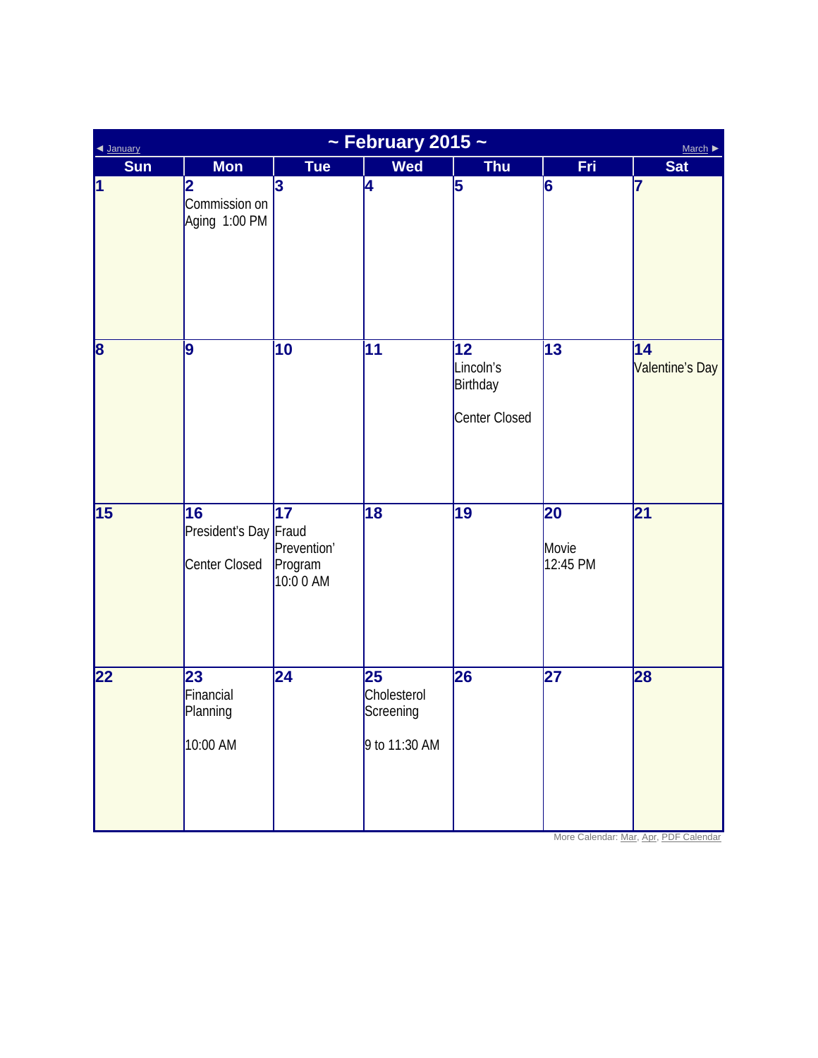◄ January

# ~ February 2015 ~

March ►

| Sun | Mon | Tue | Wed | Thu | Fri | Sat |
|---|---|---|---|---|---|---|
| 1 | 2 Commission on Aging 1:00 PM | 3 | 4 | 5 | 6 | 7 |
| 8 | 9 | 10 | 11 | 12 Lincoln's Birthday Center Closed | 13 | 14 Valentine's Day |
| 15 | 16 President's Day Center Closed | 17 Fraud Prevention' Program 10:0 0 AM | 18 | 19 | 20 Movie 12:45 PM | 21 |
| 22 | 23 Financial Planning 10:00 AM | 24 | 25 Cholesterol Screening 9 to 11:30 AM | 26 | 27 | 28 |

More Calendar: Mar, Apr, PDF Calendar